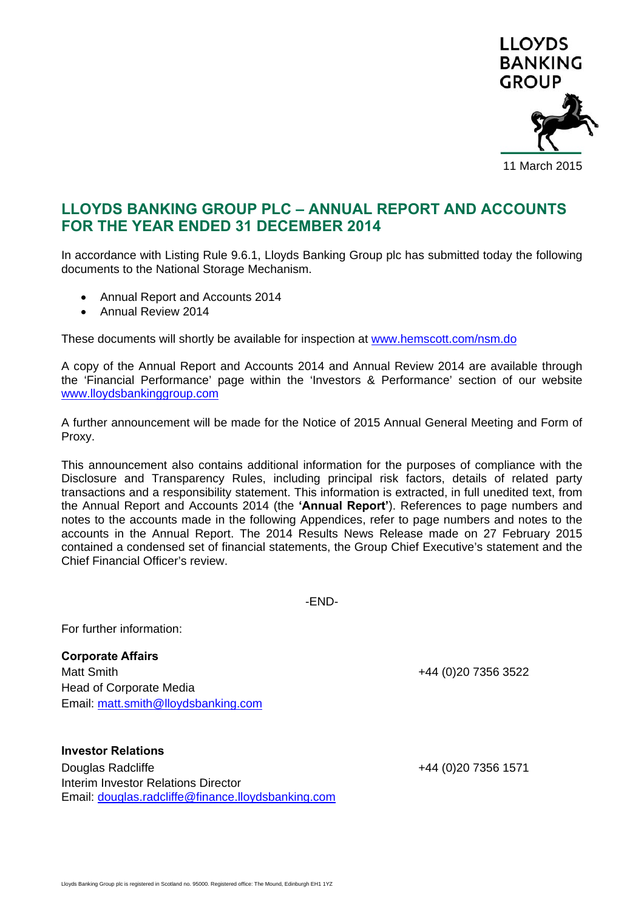LLOYDS BANKING GROUP

11 March 2015

# LLOYDS BANKING GROUP PLC – ANNUAL REPORT AND ACCOUNTS FOR THE YEAR ENDED 31 DECEMBER 2014

In accordance with Listing Rule 9.6.1, Lloyds Banking Group plc has submitted today the following documents to the National Storage Mechanism.

- Annual Report and Accounts 2014
- Annual Review 2014

These documents will shortly be available for inspection at www.hemscott.com/nsm.do

A copy of the Annual Report and Accounts 2014 and Annual Review 2014 are available through the 'Financial Performance' page within the 'Investors & Performance' section of our website www.lloydsbankinggroup.com

A further announcement will be made for the Notice of 2015 Annual General Meeting and Form of Proxy.

This announcement also contains additional information for the purposes of compliance with the Disclosure and Transparency Rules, including principal risk factors, details of related party transactions and a responsibility statement. This information is extracted, in full unedited text, from the Annual Report and Accounts 2014 (the **'Annual Report'**). References to page numbers and notes to the accounts made in the following Appendices, refer to page numbers and notes to the accounts in the Annual Report. The 2014 Results News Release made on 27 February 2015 contained a condensed set of financial statements, the Group Chief Executive's statement and the Chief Financial Officer's review.

-END-

For further information:

**Corporate Affairs**
Matt Smith — +44 (0)20 7356 3522
Head of Corporate Media
Email: matt.smith@lloydsbanking.com

**Investor Relations**
Douglas Radcliffe — +44 (0)20 7356 1571
Interim Investor Relations Director
Email: douglas.radcliffe@finance.lloydsbanking.com

Lloyds Banking Group plc is registered in Scotland no. 95000. Registered office: The Mound, Edinburgh EH1 1YZ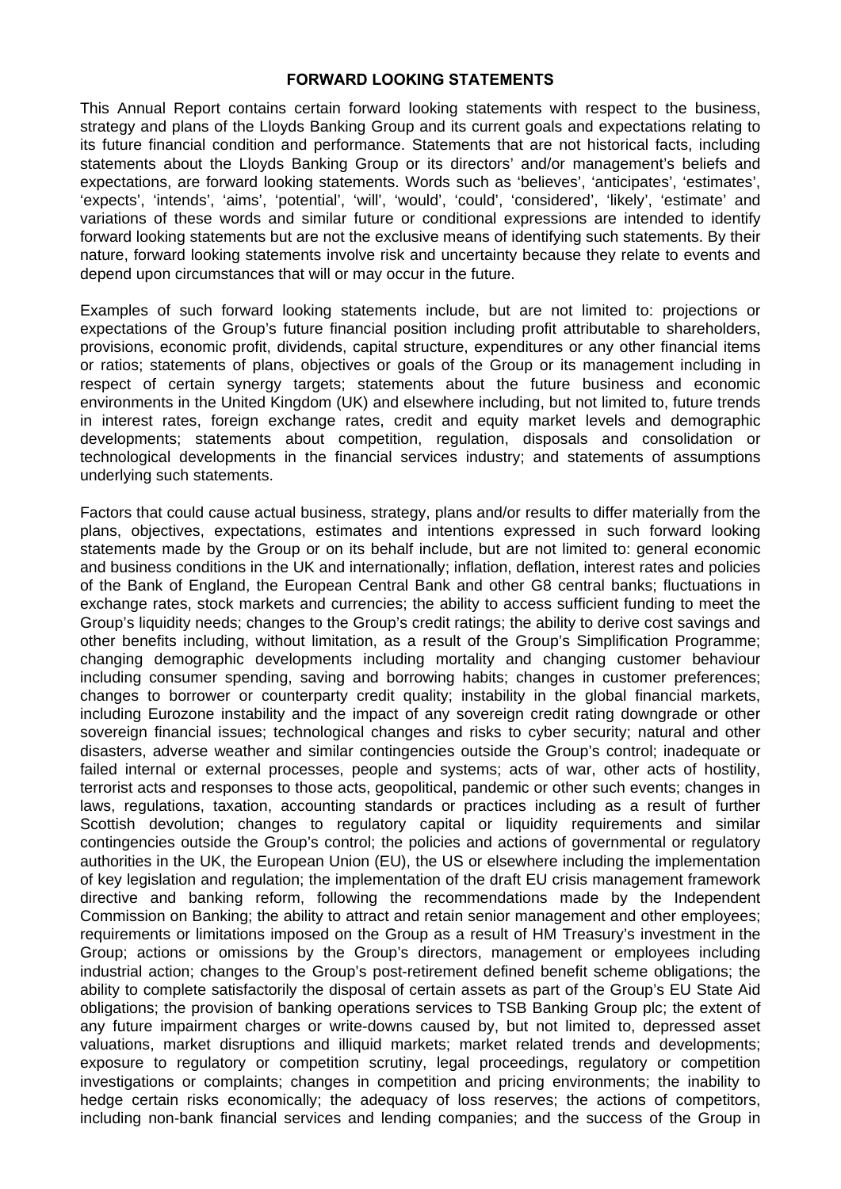**FORWARD LOOKING STATEMENTS**

This Annual Report contains certain forward looking statements with respect to the business, strategy and plans of the Lloyds Banking Group and its current goals and expectations relating to its future financial condition and performance. Statements that are not historical facts, including statements about the Lloyds Banking Group or its directors' and/or management's beliefs and expectations, are forward looking statements. Words such as 'believes', 'anticipates', 'estimates', 'expects', 'intends', 'aims', 'potential', 'will', 'would', 'could', 'considered', 'likely', 'estimate' and variations of these words and similar future or conditional expressions are intended to identify forward looking statements but are not the exclusive means of identifying such statements. By their nature, forward looking statements involve risk and uncertainty because they relate to events and depend upon circumstances that will or may occur in the future.

Examples of such forward looking statements include, but are not limited to: projections or expectations of the Group's future financial position including profit attributable to shareholders, provisions, economic profit, dividends, capital structure, expenditures or any other financial items or ratios; statements of plans, objectives or goals of the Group or its management including in respect of certain synergy targets; statements about the future business and economic environments in the United Kingdom (UK) and elsewhere including, but not limited to, future trends in interest rates, foreign exchange rates, credit and equity market levels and demographic developments; statements about competition, regulation, disposals and consolidation or technological developments in the financial services industry; and statements of assumptions underlying such statements.

Factors that could cause actual business, strategy, plans and/or results to differ materially from the plans, objectives, expectations, estimates and intentions expressed in such forward looking statements made by the Group or on its behalf include, but are not limited to: general economic and business conditions in the UK and internationally; inflation, deflation, interest rates and policies of the Bank of England, the European Central Bank and other G8 central banks; fluctuations in exchange rates, stock markets and currencies; the ability to access sufficient funding to meet the Group's liquidity needs; changes to the Group's credit ratings; the ability to derive cost savings and other benefits including, without limitation, as a result of the Group's Simplification Programme; changing demographic developments including mortality and changing customer behaviour including consumer spending, saving and borrowing habits; changes in customer preferences; changes to borrower or counterparty credit quality; instability in the global financial markets, including Eurozone instability and the impact of any sovereign credit rating downgrade or other sovereign financial issues; technological changes and risks to cyber security; natural and other disasters, adverse weather and similar contingencies outside the Group's control; inadequate or failed internal or external processes, people and systems; acts of war, other acts of hostility, terrorist acts and responses to those acts, geopolitical, pandemic or other such events; changes in laws, regulations, taxation, accounting standards or practices including as a result of further Scottish devolution; changes to regulatory capital or liquidity requirements and similar contingencies outside the Group's control; the policies and actions of governmental or regulatory authorities in the UK, the European Union (EU), the US or elsewhere including the implementation of key legislation and regulation; the implementation of the draft EU crisis management framework directive and banking reform, following the recommendations made by the Independent Commission on Banking; the ability to attract and retain senior management and other employees; requirements or limitations imposed on the Group as a result of HM Treasury's investment in the Group; actions or omissions by the Group's directors, management or employees including industrial action; changes to the Group's post-retirement defined benefit scheme obligations; the ability to complete satisfactorily the disposal of certain assets as part of the Group's EU State Aid obligations; the provision of banking operations services to TSB Banking Group plc; the extent of any future impairment charges or write-downs caused by, but not limited to, depressed asset valuations, market disruptions and illiquid markets; market related trends and developments; exposure to regulatory or competition scrutiny, legal proceedings, regulatory or competition investigations or complaints; changes in competition and pricing environments; the inability to hedge certain risks economically; the adequacy of loss reserves; the actions of competitors, including non-bank financial services and lending companies; and the success of the Group in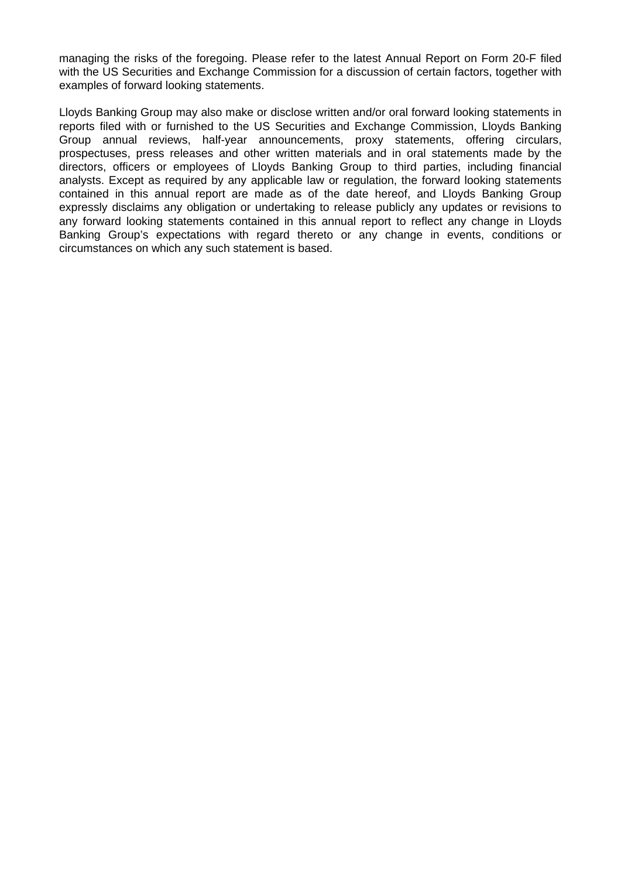managing the risks of the foregoing. Please refer to the latest Annual Report on Form 20-F filed with the US Securities and Exchange Commission for a discussion of certain factors, together with examples of forward looking statements.

Lloyds Banking Group may also make or disclose written and/or oral forward looking statements in reports filed with or furnished to the US Securities and Exchange Commission, Lloyds Banking Group annual reviews, half-year announcements, proxy statements, offering circulars, prospectuses, press releases and other written materials and in oral statements made by the directors, officers or employees of Lloyds Banking Group to third parties, including financial analysts. Except as required by any applicable law or regulation, the forward looking statements contained in this annual report are made as of the date hereof, and Lloyds Banking Group expressly disclaims any obligation or undertaking to release publicly any updates or revisions to any forward looking statements contained in this annual report to reflect any change in Lloyds Banking Group's expectations with regard thereto or any change in events, conditions or circumstances on which any such statement is based.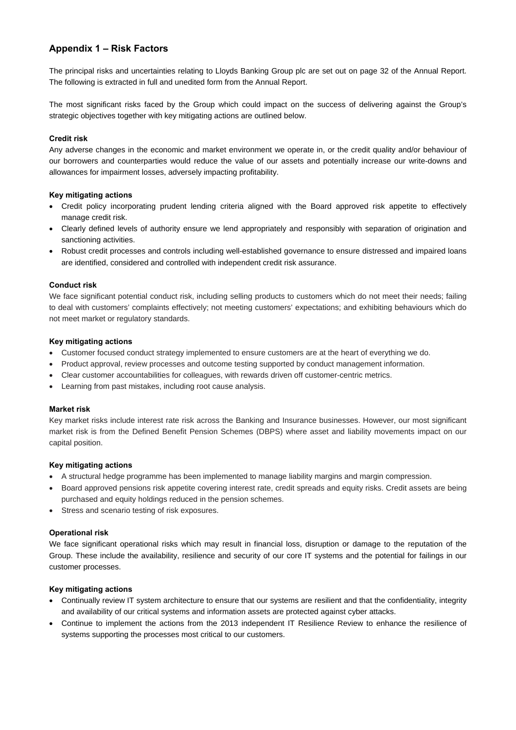## Appendix 1 – Risk Factors

The principal risks and uncertainties relating to Lloyds Banking Group plc are set out on page 32 of the Annual Report. The following is extracted in full and unedited form from the Annual Report.

The most significant risks faced by the Group which could impact on the success of delivering against the Group's strategic objectives together with key mitigating actions are outlined below.

**Credit risk**

Any adverse changes in the economic and market environment we operate in, or the credit quality and/or behaviour of our borrowers and counterparties would reduce the value of our assets and potentially increase our write-downs and allowances for impairment losses, adversely impacting profitability.

**Key mitigating actions**

- Credit policy incorporating prudent lending criteria aligned with the Board approved risk appetite to effectively manage credit risk.
- Clearly defined levels of authority ensure we lend appropriately and responsibly with separation of origination and sanctioning activities.
- Robust credit processes and controls including well-established governance to ensure distressed and impaired loans are identified, considered and controlled with independent credit risk assurance.

**Conduct risk**

We face significant potential conduct risk, including selling products to customers which do not meet their needs; failing to deal with customers' complaints effectively; not meeting customers' expectations; and exhibiting behaviours which do not meet market or regulatory standards.

**Key mitigating actions**

- Customer focused conduct strategy implemented to ensure customers are at the heart of everything we do.
- Product approval, review processes and outcome testing supported by conduct management information.
- Clear customer accountabilities for colleagues, with rewards driven off customer-centric metrics.
- Learning from past mistakes, including root cause analysis.

**Market risk**

Key market risks include interest rate risk across the Banking and Insurance businesses. However, our most significant market risk is from the Defined Benefit Pension Schemes (DBPS) where asset and liability movements impact on our capital position.

**Key mitigating actions**

- A structural hedge programme has been implemented to manage liability margins and margin compression.
- Board approved pensions risk appetite covering interest rate, credit spreads and equity risks. Credit assets are being purchased and equity holdings reduced in the pension schemes.
- Stress and scenario testing of risk exposures.

**Operational risk**

We face significant operational risks which may result in financial loss, disruption or damage to the reputation of the Group. These include the availability, resilience and security of our core IT systems and the potential for failings in our customer processes.

**Key mitigating actions**

- Continually review IT system architecture to ensure that our systems are resilient and that the confidentiality, integrity and availability of our critical systems and information assets are protected against cyber attacks.
- Continue to implement the actions from the 2013 independent IT Resilience Review to enhance the resilience of systems supporting the processes most critical to our customers.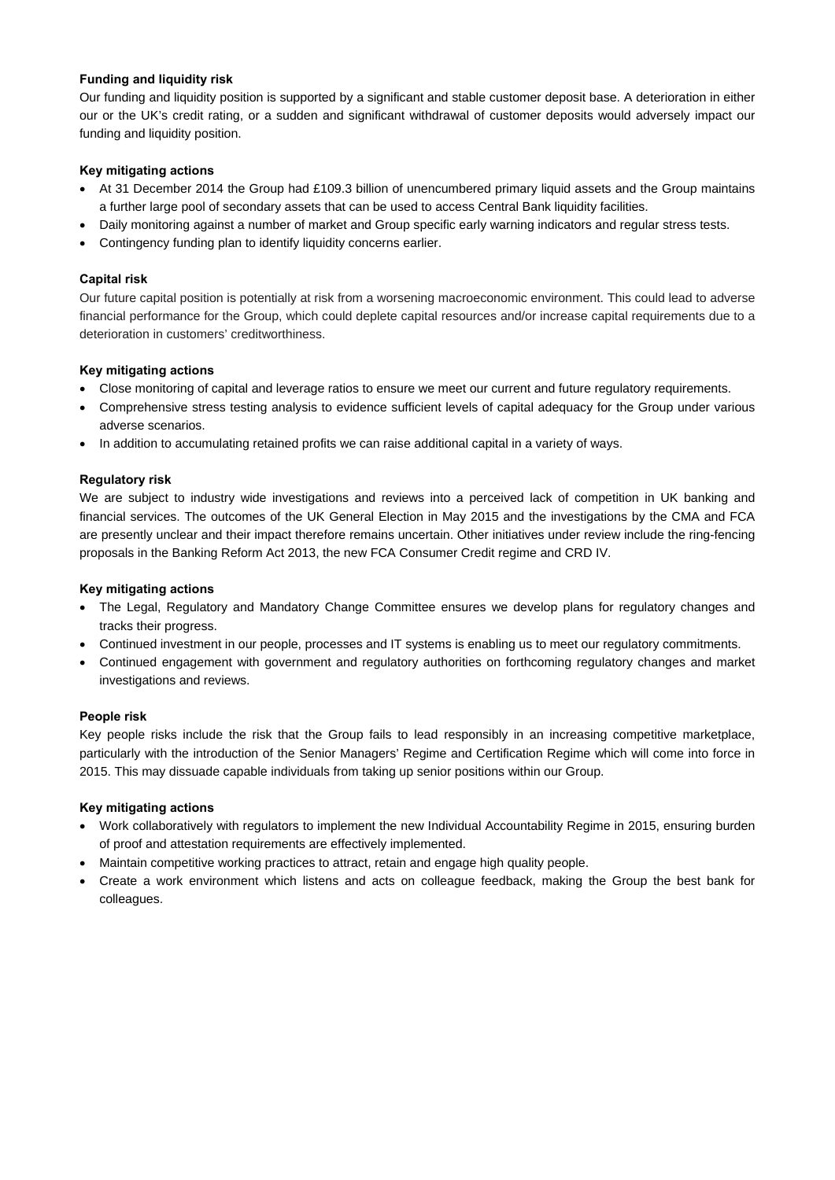**Funding and liquidity risk**

Our funding and liquidity position is supported by a significant and stable customer deposit base. A deterioration in either our or the UK's credit rating, or a sudden and significant withdrawal of customer deposits would adversely impact our funding and liquidity position.

**Key mitigating actions**

- At 31 December 2014 the Group had £109.3 billion of unencumbered primary liquid assets and the Group maintains a further large pool of secondary assets that can be used to access Central Bank liquidity facilities.
- Daily monitoring against a number of market and Group specific early warning indicators and regular stress tests.
- Contingency funding plan to identify liquidity concerns earlier.

**Capital risk**

Our future capital position is potentially at risk from a worsening macroeconomic environment. This could lead to adverse financial performance for the Group, which could deplete capital resources and/or increase capital requirements due to a deterioration in customers' creditworthiness.

**Key mitigating actions**

- Close monitoring of capital and leverage ratios to ensure we meet our current and future regulatory requirements.
- Comprehensive stress testing analysis to evidence sufficient levels of capital adequacy for the Group under various adverse scenarios.
- In addition to accumulating retained profits we can raise additional capital in a variety of ways.

**Regulatory risk**

We are subject to industry wide investigations and reviews into a perceived lack of competition in UK banking and financial services. The outcomes of the UK General Election in May 2015 and the investigations by the CMA and FCA are presently unclear and their impact therefore remains uncertain. Other initiatives under review include the ring-fencing proposals in the Banking Reform Act 2013, the new FCA Consumer Credit regime and CRD IV.

**Key mitigating actions**

- The Legal, Regulatory and Mandatory Change Committee ensures we develop plans for regulatory changes and tracks their progress.
- Continued investment in our people, processes and IT systems is enabling us to meet our regulatory commitments.
- Continued engagement with government and regulatory authorities on forthcoming regulatory changes and market investigations and reviews.

**People risk**

Key people risks include the risk that the Group fails to lead responsibly in an increasing competitive marketplace, particularly with the introduction of the Senior Managers' Regime and Certification Regime which will come into force in 2015. This may dissuade capable individuals from taking up senior positions within our Group.

**Key mitigating actions**

- Work collaboratively with regulators to implement the new Individual Accountability Regime in 2015, ensuring burden of proof and attestation requirements are effectively implemented.
- Maintain competitive working practices to attract, retain and engage high quality people.
- Create a work environment which listens and acts on colleague feedback, making the Group the best bank for colleagues.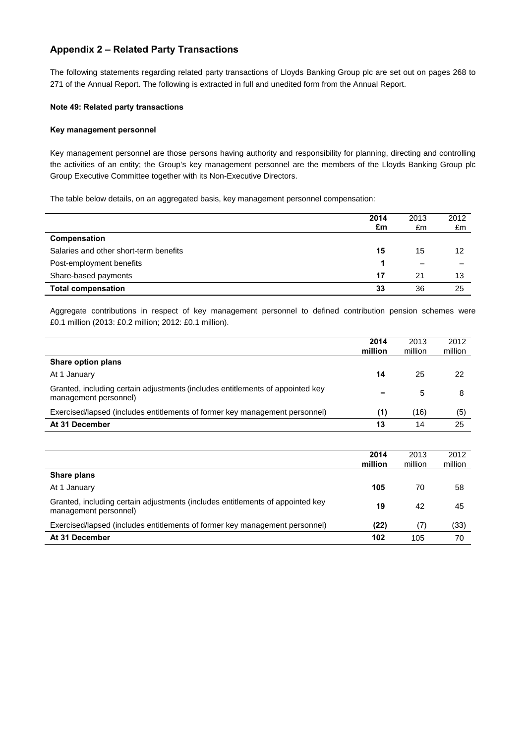## Appendix 2 – Related Party Transactions

The following statements regarding related party transactions of Lloyds Banking Group plc are set out on pages 268 to 271 of the Annual Report. The following is extracted in full and unedited form from the Annual Report.

**Note 49: Related party transactions**

**Key management personnel**

Key management personnel are those persons having authority and responsibility for planning, directing and controlling the activities of an entity; the Group's key management personnel are the members of the Lloyds Banking Group plc Group Executive Committee together with its Non-Executive Directors.

The table below details, on an aggregated basis, key management personnel compensation:

| | **2014 £m** | 2013 £m | 2012 £m |
|---|---|---|---|
| **Compensation** | | | |
| Salaries and other short-term benefits | **15** | 15 | 12 |
| Post-employment benefits | **1** | – | – |
| Share-based payments | **17** | 21 | 13 |
| **Total compensation** | **33** | 36 | 25 |

Aggregate contributions in respect of key management personnel to defined contribution pension schemes were £0.1 million (2013: £0.2 million; 2012: £0.1 million).

| | **2014 million** | 2013 million | 2012 million |
|---|---|---|---|
| **Share option plans** | | | |
| At 1 January | **14** | 25 | 22 |
| Granted, including certain adjustments (includes entitlements of appointed key management personnel) | **–** | 5 | 8 |
| Exercised/lapsed (includes entitlements of former key management personnel) | **(1)** | (16) | (5) |
| **At 31 December** | **13** | 14 | 25 |

| | **2014 million** | 2013 million | 2012 million |
|---|---|---|---|
| **Share plans** | | | |
| At 1 January | **105** | 70 | 58 |
| Granted, including certain adjustments (includes entitlements of appointed key management personnel) | **19** | 42 | 45 |
| Exercised/lapsed (includes entitlements of former key management personnel) | **(22)** | (7) | (33) |
| **At 31 December** | **102** | 105 | 70 |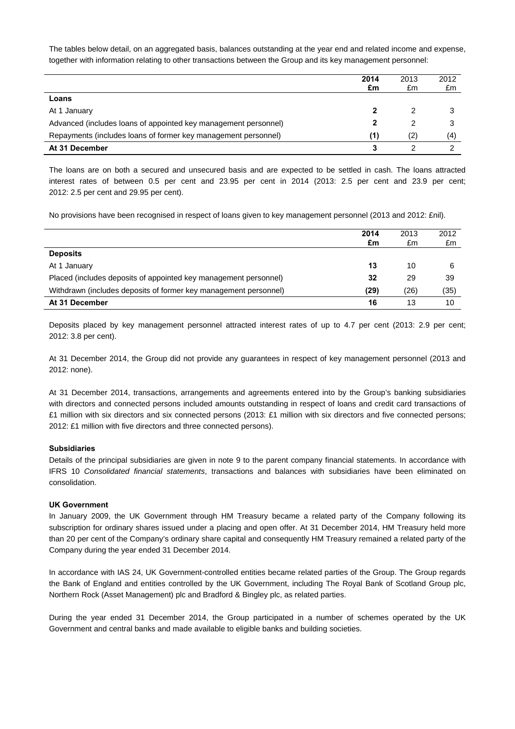The tables below detail, on an aggregated basis, balances outstanding at the year end and related income and expense, together with information relating to other transactions between the Group and its key management personnel:

| | **2014 £m** | 2013 £m | 2012 £m |
|---|---|---|---|
| **Loans** | | | |
| At 1 January | **2** | 2 | 3 |
| Advanced (includes loans of appointed key management personnel) | **2** | 2 | 3 |
| Repayments (includes loans of former key management personnel) | **(1)** | (2) | (4) |
| **At 31 December** | **3** | 2 | 2 |

The loans are on both a secured and unsecured basis and are expected to be settled in cash. The loans attracted interest rates of between 0.5 per cent and 23.95 per cent in 2014 (2013: 2.5 per cent and 23.9 per cent; 2012: 2.5 per cent and 29.95 per cent).

No provisions have been recognised in respect of loans given to key management personnel (2013 and 2012: £nil).

| | **2014 £m** | 2013 £m | 2012 £m |
|---|---|---|---|
| **Deposits** | | | |
| At 1 January | **13** | 10 | 6 |
| Placed (includes deposits of appointed key management personnel) | **32** | 29 | 39 |
| Withdrawn (includes deposits of former key management personnel) | **(29)** | (26) | (35) |
| **At 31 December** | **16** | 13 | 10 |

Deposits placed by key management personnel attracted interest rates of up to 4.7 per cent (2013: 2.9 per cent; 2012: 3.8 per cent).

At 31 December 2014, the Group did not provide any guarantees in respect of key management personnel (2013 and 2012: none).

At 31 December 2014, transactions, arrangements and agreements entered into by the Group's banking subsidiaries with directors and connected persons included amounts outstanding in respect of loans and credit card transactions of £1 million with six directors and six connected persons (2013: £1 million with six directors and five connected persons; 2012: £1 million with five directors and three connected persons).

**Subsidiaries**

Details of the principal subsidiaries are given in note 9 to the parent company financial statements. In accordance with IFRS 10 *Consolidated financial statements*, transactions and balances with subsidiaries have been eliminated on consolidation.

**UK Government**

In January 2009, the UK Government through HM Treasury became a related party of the Company following its subscription for ordinary shares issued under a placing and open offer. At 31 December 2014, HM Treasury held more than 20 per cent of the Company's ordinary share capital and consequently HM Treasury remained a related party of the Company during the year ended 31 December 2014.

In accordance with IAS 24, UK Government-controlled entities became related parties of the Group. The Group regards the Bank of England and entities controlled by the UK Government, including The Royal Bank of Scotland Group plc, Northern Rock (Asset Management) plc and Bradford & Bingley plc, as related parties.

During the year ended 31 December 2014, the Group participated in a number of schemes operated by the UK Government and central banks and made available to eligible banks and building societies.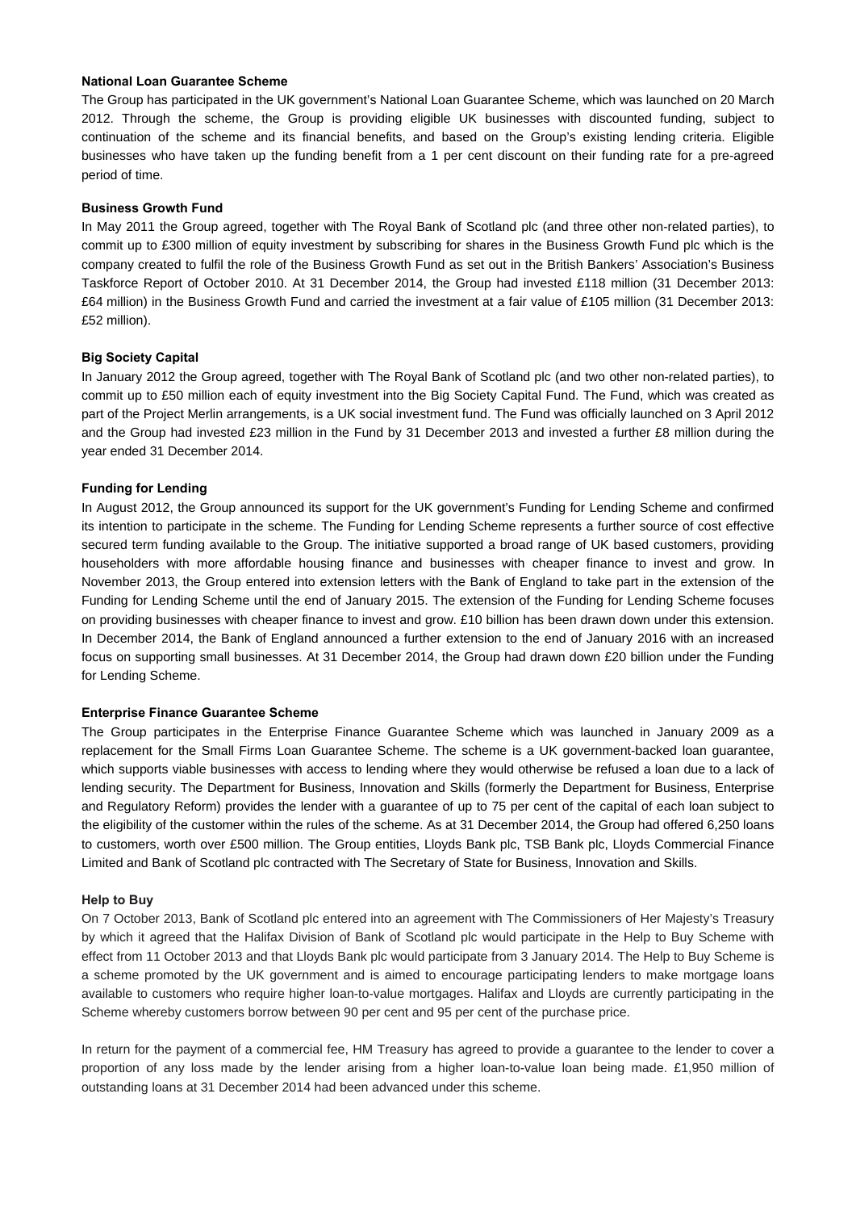**National Loan Guarantee Scheme**

The Group has participated in the UK government's National Loan Guarantee Scheme, which was launched on 20 March 2012. Through the scheme, the Group is providing eligible UK businesses with discounted funding, subject to continuation of the scheme and its financial benefits, and based on the Group's existing lending criteria. Eligible businesses who have taken up the funding benefit from a 1 per cent discount on their funding rate for a pre-agreed period of time.

**Business Growth Fund**

In May 2011 the Group agreed, together with The Royal Bank of Scotland plc (and three other non-related parties), to commit up to £300 million of equity investment by subscribing for shares in the Business Growth Fund plc which is the company created to fulfil the role of the Business Growth Fund as set out in the British Bankers' Association's Business Taskforce Report of October 2010. At 31 December 2014, the Group had invested £118 million (31 December 2013: £64 million) in the Business Growth Fund and carried the investment at a fair value of £105 million (31 December 2013: £52 million).

**Big Society Capital**

In January 2012 the Group agreed, together with The Royal Bank of Scotland plc (and two other non-related parties), to commit up to £50 million each of equity investment into the Big Society Capital Fund. The Fund, which was created as part of the Project Merlin arrangements, is a UK social investment fund. The Fund was officially launched on 3 April 2012 and the Group had invested £23 million in the Fund by 31 December 2013 and invested a further £8 million during the year ended 31 December 2014.

**Funding for Lending**

In August 2012, the Group announced its support for the UK government's Funding for Lending Scheme and confirmed its intention to participate in the scheme. The Funding for Lending Scheme represents a further source of cost effective secured term funding available to the Group. The initiative supported a broad range of UK based customers, providing householders with more affordable housing finance and businesses with cheaper finance to invest and grow. In November 2013, the Group entered into extension letters with the Bank of England to take part in the extension of the Funding for Lending Scheme until the end of January 2015. The extension of the Funding for Lending Scheme focuses on providing businesses with cheaper finance to invest and grow. £10 billion has been drawn down under this extension. In December 2014, the Bank of England announced a further extension to the end of January 2016 with an increased focus on supporting small businesses. At 31 December 2014, the Group had drawn down £20 billion under the Funding for Lending Scheme.

**Enterprise Finance Guarantee Scheme**

The Group participates in the Enterprise Finance Guarantee Scheme which was launched in January 2009 as a replacement for the Small Firms Loan Guarantee Scheme. The scheme is a UK government-backed loan guarantee, which supports viable businesses with access to lending where they would otherwise be refused a loan due to a lack of lending security. The Department for Business, Innovation and Skills (formerly the Department for Business, Enterprise and Regulatory Reform) provides the lender with a guarantee of up to 75 per cent of the capital of each loan subject to the eligibility of the customer within the rules of the scheme. As at 31 December 2014, the Group had offered 6,250 loans to customers, worth over £500 million. The Group entities, Lloyds Bank plc, TSB Bank plc, Lloyds Commercial Finance Limited and Bank of Scotland plc contracted with The Secretary of State for Business, Innovation and Skills.

**Help to Buy**

On 7 October 2013, Bank of Scotland plc entered into an agreement with The Commissioners of Her Majesty's Treasury by which it agreed that the Halifax Division of Bank of Scotland plc would participate in the Help to Buy Scheme with effect from 11 October 2013 and that Lloyds Bank plc would participate from 3 January 2014. The Help to Buy Scheme is a scheme promoted by the UK government and is aimed to encourage participating lenders to make mortgage loans available to customers who require higher loan-to-value mortgages. Halifax and Lloyds are currently participating in the Scheme whereby customers borrow between 90 per cent and 95 per cent of the purchase price.

In return for the payment of a commercial fee, HM Treasury has agreed to provide a guarantee to the lender to cover a proportion of any loss made by the lender arising from a higher loan-to-value loan being made. £1,950 million of outstanding loans at 31 December 2014 had been advanced under this scheme.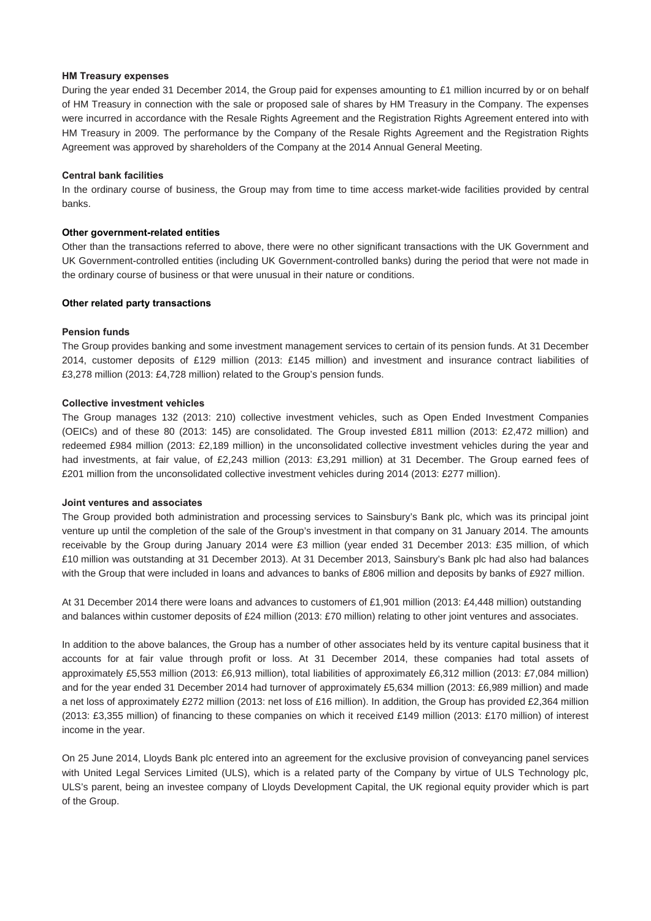**HM Treasury expenses**

During the year ended 31 December 2014, the Group paid for expenses amounting to £1 million incurred by or on behalf of HM Treasury in connection with the sale or proposed sale of shares by HM Treasury in the Company. The expenses were incurred in accordance with the Resale Rights Agreement and the Registration Rights Agreement entered into with HM Treasury in 2009. The performance by the Company of the Resale Rights Agreement and the Registration Rights Agreement was approved by shareholders of the Company at the 2014 Annual General Meeting.

**Central bank facilities**

In the ordinary course of business, the Group may from time to time access market-wide facilities provided by central banks.

**Other government-related entities**

Other than the transactions referred to above, there were no other significant transactions with the UK Government and UK Government-controlled entities (including UK Government-controlled banks) during the period that were not made in the ordinary course of business or that were unusual in their nature or conditions.

**Other related party transactions**

**Pension funds**

The Group provides banking and some investment management services to certain of its pension funds. At 31 December 2014, customer deposits of £129 million (2013: £145 million) and investment and insurance contract liabilities of £3,278 million (2013: £4,728 million) related to the Group's pension funds.

**Collective investment vehicles**

The Group manages 132 (2013: 210) collective investment vehicles, such as Open Ended Investment Companies (OEICs) and of these 80 (2013: 145) are consolidated. The Group invested £811 million (2013: £2,472 million) and redeemed £984 million (2013: £2,189 million) in the unconsolidated collective investment vehicles during the year and had investments, at fair value, of £2,243 million (2013: £3,291 million) at 31 December. The Group earned fees of £201 million from the unconsolidated collective investment vehicles during 2014 (2013: £277 million).

**Joint ventures and associates**

The Group provided both administration and processing services to Sainsbury's Bank plc, which was its principal joint venture up until the completion of the sale of the Group's investment in that company on 31 January 2014. The amounts receivable by the Group during January 2014 were £3 million (year ended 31 December 2013: £35 million, of which £10 million was outstanding at 31 December 2013). At 31 December 2013, Sainsbury's Bank plc had also had balances with the Group that were included in loans and advances to banks of £806 million and deposits by banks of £927 million.

At 31 December 2014 there were loans and advances to customers of £1,901 million (2013: £4,448 million) outstanding and balances within customer deposits of £24 million (2013: £70 million) relating to other joint ventures and associates.

In addition to the above balances, the Group has a number of other associates held by its venture capital business that it accounts for at fair value through profit or loss. At 31 December 2014, these companies had total assets of approximately £5,553 million (2013: £6,913 million), total liabilities of approximately £6,312 million (2013: £7,084 million) and for the year ended 31 December 2014 had turnover of approximately £5,634 million (2013: £6,989 million) and made a net loss of approximately £272 million (2013: net loss of £16 million). In addition, the Group has provided £2,364 million (2013: £3,355 million) of financing to these companies on which it received £149 million (2013: £170 million) of interest income in the year.

On 25 June 2014, Lloyds Bank plc entered into an agreement for the exclusive provision of conveyancing panel services with United Legal Services Limited (ULS), which is a related party of the Company by virtue of ULS Technology plc, ULS's parent, being an investee company of Lloyds Development Capital, the UK regional equity provider which is part of the Group.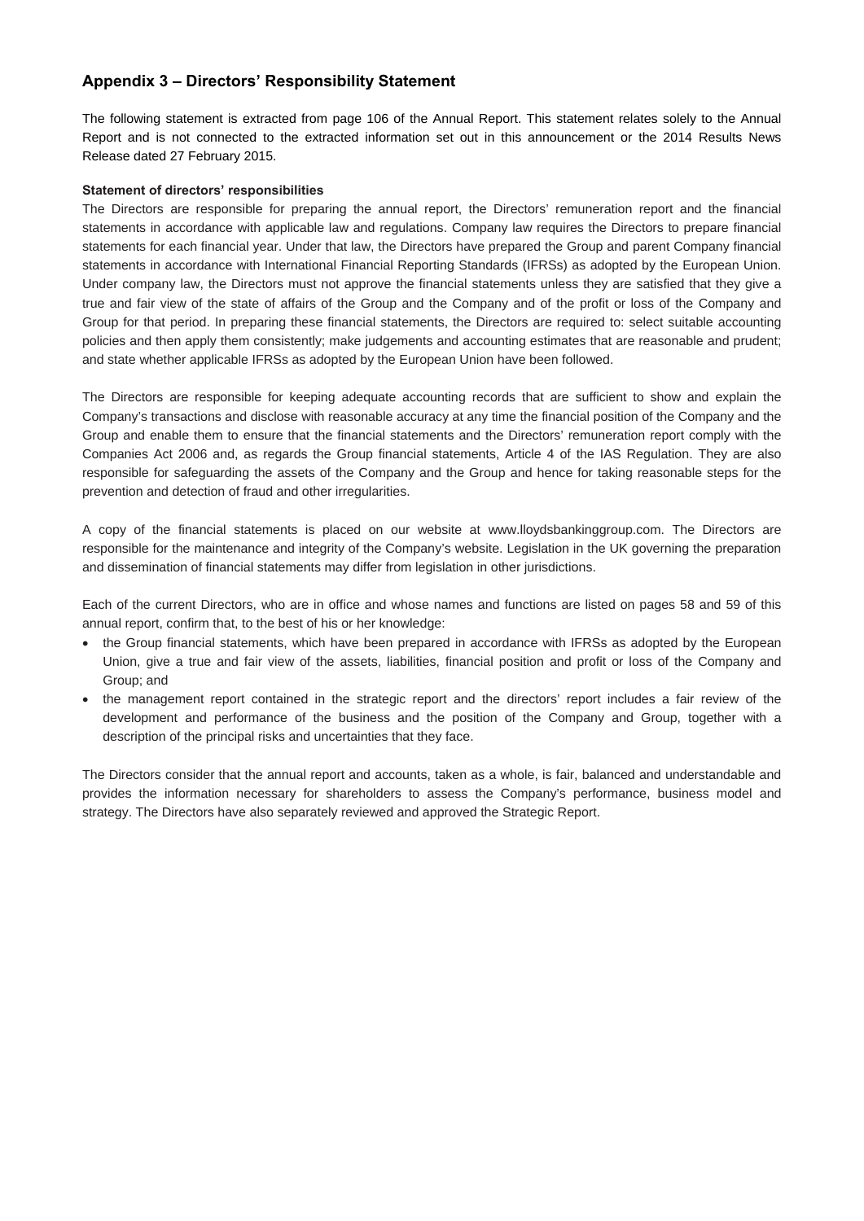## Appendix 3 – Directors' Responsibility Statement

The following statement is extracted from page 106 of the Annual Report. This statement relates solely to the Annual Report and is not connected to the extracted information set out in this announcement or the 2014 Results News Release dated 27 February 2015.

**Statement of directors' responsibilities**

The Directors are responsible for preparing the annual report, the Directors' remuneration report and the financial statements in accordance with applicable law and regulations. Company law requires the Directors to prepare financial statements for each financial year. Under that law, the Directors have prepared the Group and parent Company financial statements in accordance with International Financial Reporting Standards (IFRSs) as adopted by the European Union. Under company law, the Directors must not approve the financial statements unless they are satisfied that they give a true and fair view of the state of affairs of the Group and the Company and of the profit or loss of the Company and Group for that period. In preparing these financial statements, the Directors are required to: select suitable accounting policies and then apply them consistently; make judgements and accounting estimates that are reasonable and prudent; and state whether applicable IFRSs as adopted by the European Union have been followed.

The Directors are responsible for keeping adequate accounting records that are sufficient to show and explain the Company's transactions and disclose with reasonable accuracy at any time the financial position of the Company and the Group and enable them to ensure that the financial statements and the Directors' remuneration report comply with the Companies Act 2006 and, as regards the Group financial statements, Article 4 of the IAS Regulation. They are also responsible for safeguarding the assets of the Company and the Group and hence for taking reasonable steps for the prevention and detection of fraud and other irregularities.

A copy of the financial statements is placed on our website at www.lloydsbankinggroup.com. The Directors are responsible for the maintenance and integrity of the Company's website. Legislation in the UK governing the preparation and dissemination of financial statements may differ from legislation in other jurisdictions.

Each of the current Directors, who are in office and whose names and functions are listed on pages 58 and 59 of this annual report, confirm that, to the best of his or her knowledge:

- the Group financial statements, which have been prepared in accordance with IFRSs as adopted by the European Union, give a true and fair view of the assets, liabilities, financial position and profit or loss of the Company and Group; and
- the management report contained in the strategic report and the directors' report includes a fair review of the development and performance of the business and the position of the Company and Group, together with a description of the principal risks and uncertainties that they face.

The Directors consider that the annual report and accounts, taken as a whole, is fair, balanced and understandable and provides the information necessary for shareholders to assess the Company's performance, business model and strategy. The Directors have also separately reviewed and approved the Strategic Report.